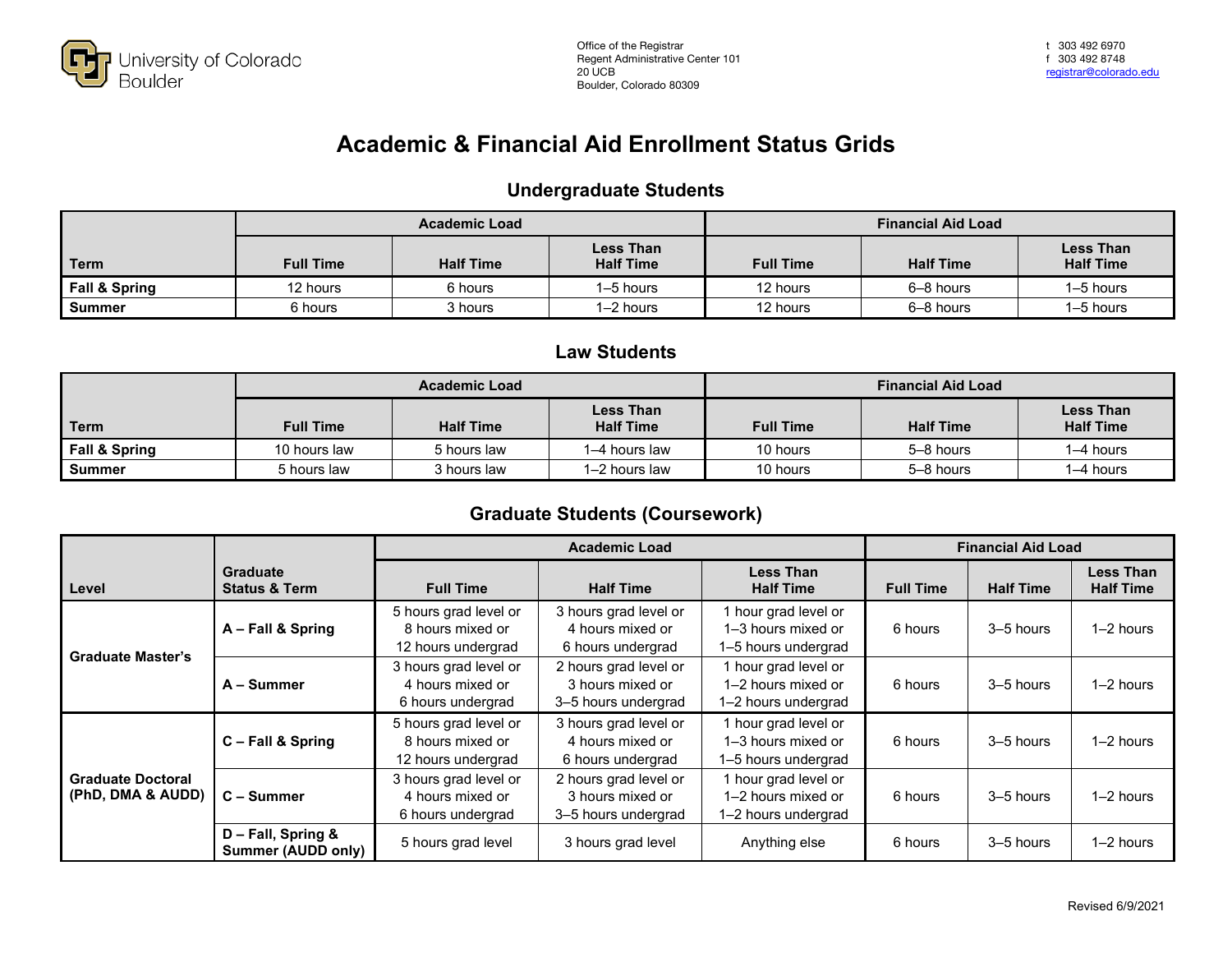University of Colorado Boulder

Office of the Registrar
Regent Administrative Center 101
20 UCB
Boulder, Colorado 80309

t 303 492 6970
f 303 492 8748
registrar@colorado.edu

# Academic & Financial Aid Enrollment Status Grids

## Undergraduate Students

| Term | Academic Load | | | Financial Aid Load | | |
|---|---|---|---|---|---|---|
| | Full Time | Half Time | Less Than Half Time | Full Time | Half Time | Less Than Half Time |
| **Fall & Spring** | 12 hours | 6 hours | 1–5 hours | 12 hours | 6–8 hours | 1–5 hours |
| **Summer** | 6 hours | 3 hours | 1–2 hours | 12 hours | 6–8 hours | 1–5 hours |

## Law Students

| Term | Academic Load | | | Financial Aid Load | | |
|---|---|---|---|---|---|---|
| | Full Time | Half Time | Less Than Half Time | Full Time | Half Time | Less Than Half Time |
| **Fall & Spring** | 10 hours law | 5 hours law | 1–4 hours law | 10 hours | 5–8 hours | 1–4 hours |
| **Summer** | 5 hours law | 3 hours law | 1–2 hours law | 10 hours | 5–8 hours | 1–4 hours |

## Graduate Students (Coursework)

| Level | Graduate Status & Term | Academic Load | | | Financial Aid Load | | |
|---|---|---|---|---|---|---|---|
| | | Full Time | Half Time | Less Than Half Time | Full Time | Half Time | Less Than Half Time |
| **Graduate Master's** | **A – Fall & Spring** | 5 hours grad level or 8 hours mixed or 12 hours undergrad | 3 hours grad level or 4 hours mixed or 6 hours undergrad | 1 hour grad level or 1–3 hours mixed or 1–5 hours undergrad | 6 hours | 3–5 hours | 1–2 hours |
| | **A – Summer** | 3 hours grad level or 4 hours mixed or 6 hours undergrad | 2 hours grad level or 3 hours mixed or 3–5 hours undergrad | 1 hour grad level or 1–2 hours mixed or 1–2 hours undergrad | 6 hours | 3–5 hours | 1–2 hours |
| **Graduate Doctoral (PhD, DMA & AUDD)** | **C – Fall & Spring** | 5 hours grad level or 8 hours mixed or 12 hours undergrad | 3 hours grad level or 4 hours mixed or 6 hours undergrad | 1 hour grad level or 1–3 hours mixed or 1–5 hours undergrad | 6 hours | 3–5 hours | 1–2 hours |
| | **C – Summer** | 3 hours grad level or 4 hours mixed or 6 hours undergrad | 2 hours grad level or 3 hours mixed or 3–5 hours undergrad | 1 hour grad level or 1–2 hours mixed or 1–2 hours undergrad | 6 hours | 3–5 hours | 1–2 hours |
| | **D – Fall, Spring & Summer (AUDD only)** | 5 hours grad level | 3 hours grad level | Anything else | 6 hours | 3–5 hours | 1–2 hours |

Revised 6/9/2021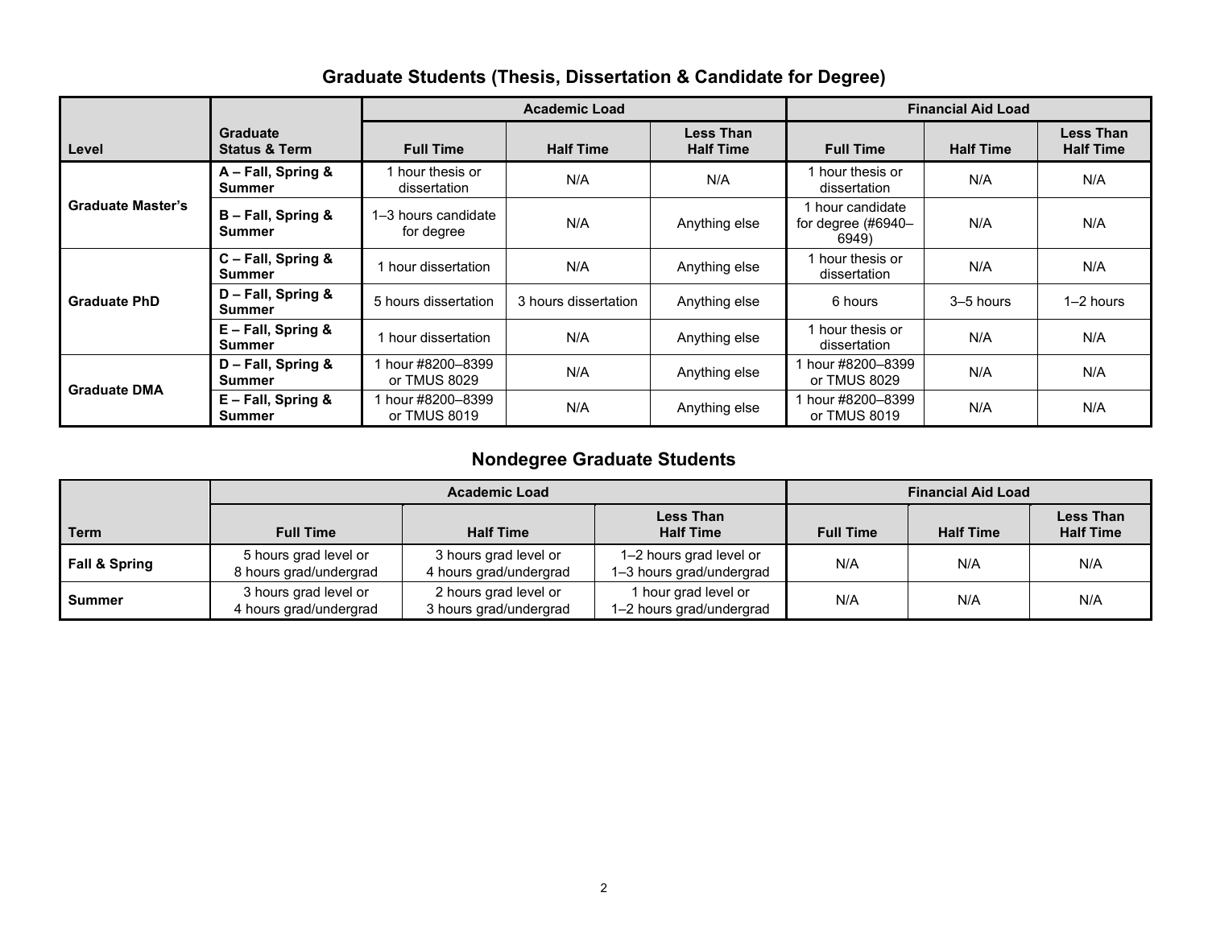## Graduate Students (Thesis, Dissertation & Candidate for Degree)

| Level | Graduate Status & Term | Academic Load | | | Financial Aid Load | | |
|---|---|---|---|---|---|---|---|
| | | Full Time | Half Time | Less Than Half Time | Full Time | Half Time | Less Than Half Time |
| Graduate Master's | A – Fall, Spring & Summer | 1 hour thesis or dissertation | N/A | N/A | 1 hour thesis or dissertation | N/A | N/A |
| | B – Fall, Spring & Summer | 1–3 hours candidate for degree | N/A | Anything else | 1 hour candidate for degree (#6940–6949) | N/A | N/A |
| Graduate PhD | C – Fall, Spring & Summer | 1 hour dissertation | N/A | Anything else | 1 hour thesis or dissertation | N/A | N/A |
| | D – Fall, Spring & Summer | 5 hours dissertation | 3 hours dissertation | Anything else | 6 hours | 3–5 hours | 1–2 hours |
| | E – Fall, Spring & Summer | 1 hour dissertation | N/A | Anything else | 1 hour thesis or dissertation | N/A | N/A |
| Graduate DMA | D – Fall, Spring & Summer | 1 hour #8200–8399 or TMUS 8029 | N/A | Anything else | 1 hour #8200–8399 or TMUS 8029 | N/A | N/A |
| | E – Fall, Spring & Summer | 1 hour #8200–8399 or TMUS 8019 | N/A | Anything else | 1 hour #8200–8399 or TMUS 8019 | N/A | N/A |

## Nondegree Graduate Students

| Term | Academic Load | | | Financial Aid Load | | |
|---|---|---|---|---|---|---|
| | Full Time | Half Time | Less Than Half Time | Full Time | Half Time | Less Than Half Time |
| Fall & Spring | 5 hours grad level or 8 hours grad/undergrad | 3 hours grad level or 4 hours grad/undergrad | 1–2 hours grad level or 1–3 hours grad/undergrad | N/A | N/A | N/A |
| Summer | 3 hours grad level or 4 hours grad/undergrad | 2 hours grad level or 3 hours grad/undergrad | 1 hour grad level or 1–2 hours grad/undergrad | N/A | N/A | N/A |